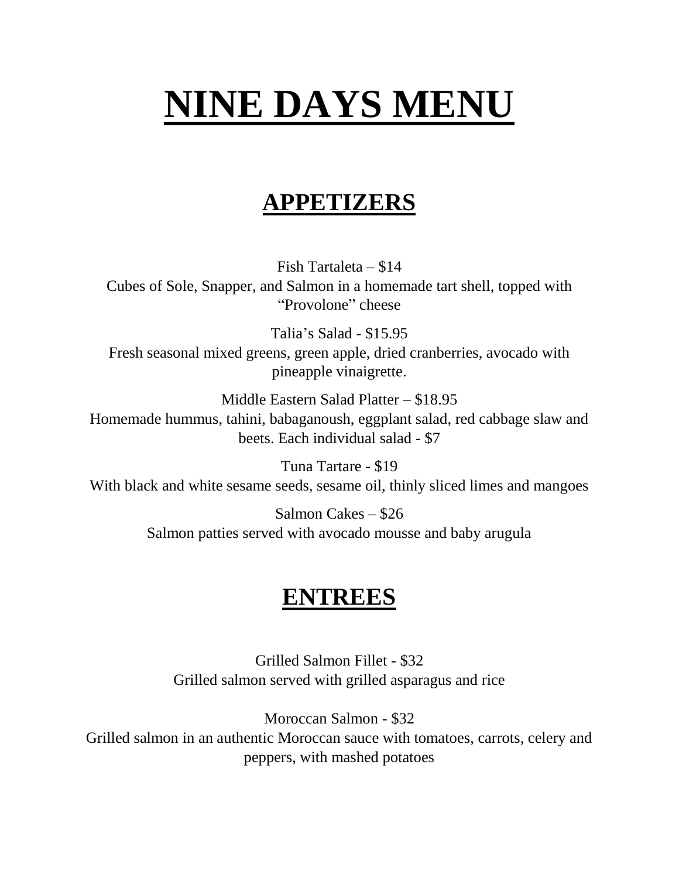# NINE DAYS MENU

## APPETIZERS

Fish Tartaleta – $14
Cubes of Sole, Snapper, and Salmon in a homemade tart shell, topped with "Provolone" cheese

Talia's Salad - $15.95
Fresh seasonal mixed greens, green apple, dried cranberries, avocado with pineapple vinaigrette.

Middle Eastern Salad Platter – $18.95
Homemade hummus, tahini, babaganoush, eggplant salad, red cabbage slaw and beets. Each individual salad - $7

Tuna Tartare - $19
With black and white sesame seeds, sesame oil, thinly sliced limes and mangoes

Salmon Cakes – $26
Salmon patties served with avocado mousse and baby arugula

## ENTREES

Grilled Salmon Fillet - $32
Grilled salmon served with grilled asparagus and rice

Moroccan Salmon - $32
Grilled salmon in an authentic Moroccan sauce with tomatoes, carrots, celery and peppers, with mashed potatoes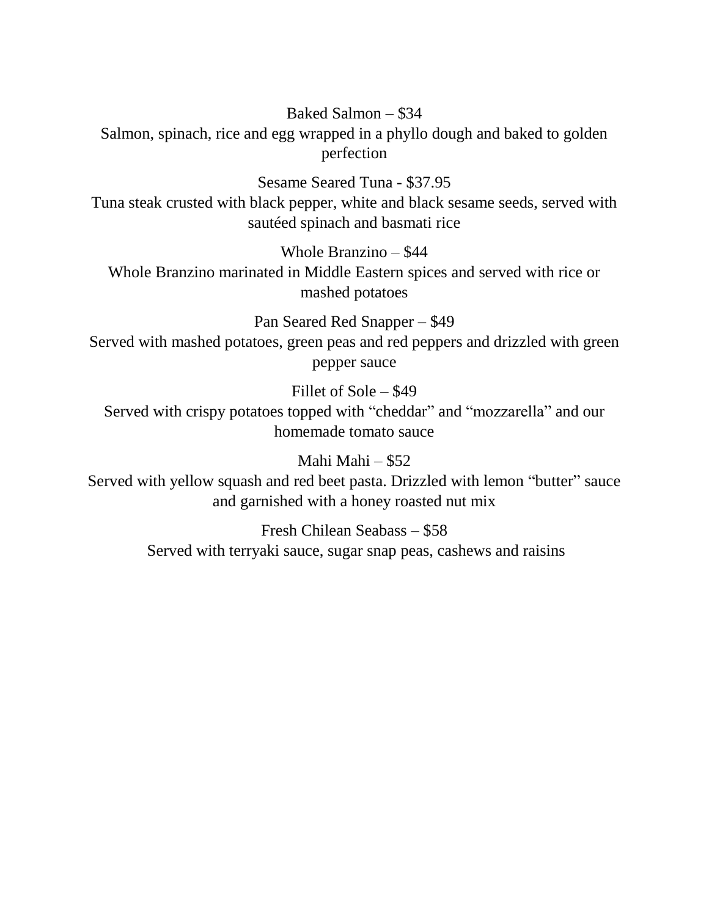Baked Salmon – $34
Salmon, spinach, rice and egg wrapped in a phyllo dough and baked to golden perfection

Sesame Seared Tuna - $37.95
Tuna steak crusted with black pepper, white and black sesame seeds, served with sautéed spinach and basmati rice

Whole Branzino – $44
Whole Branzino marinated in Middle Eastern spices and served with rice or mashed potatoes

Pan Seared Red Snapper – $49
Served with mashed potatoes, green peas and red peppers and drizzled with green pepper sauce

Fillet of Sole – $49
Served with crispy potatoes topped with "cheddar" and "mozzarella" and our homemade tomato sauce

Mahi Mahi – $52
Served with yellow squash and red beet pasta. Drizzled with lemon "butter" sauce and garnished with a honey roasted nut mix

Fresh Chilean Seabass – $58
Served with terryaki sauce, sugar snap peas, cashews and raisins